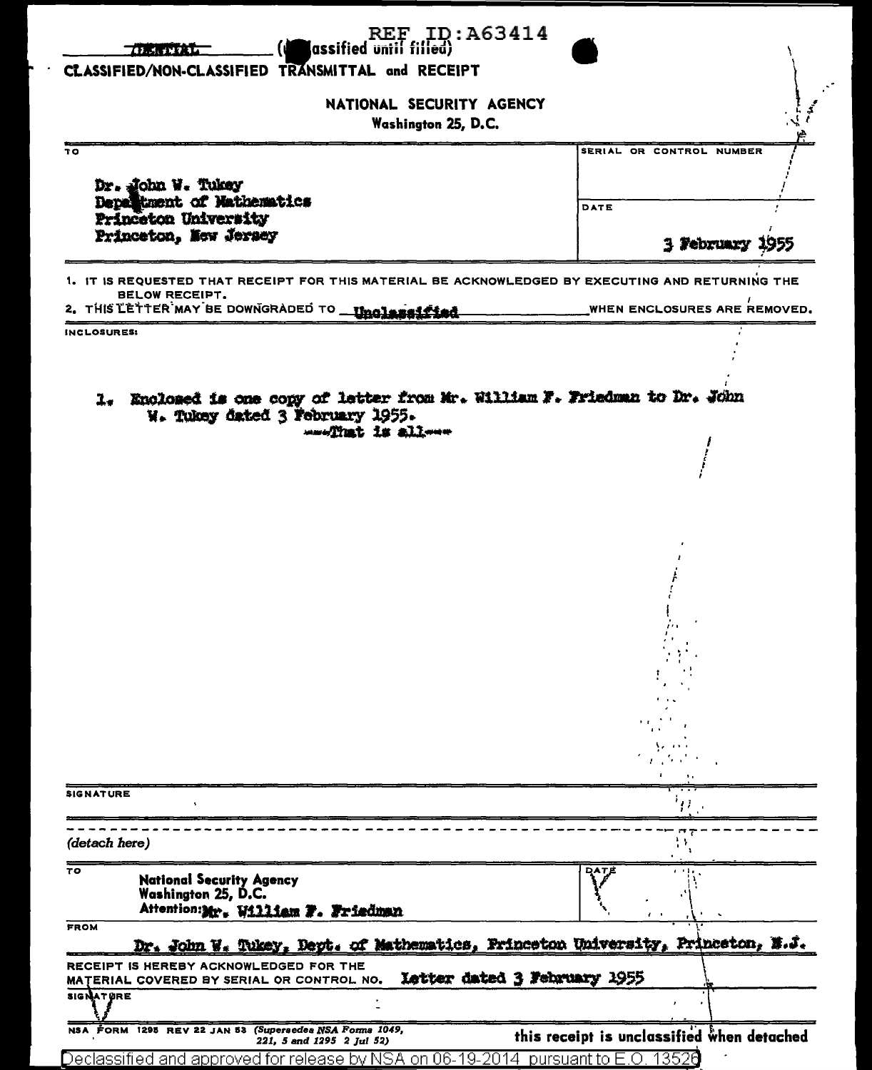REF ID:A63414

~~(DENTIAL)~~ (Unclassified until filled)

CLASSIFIED/NON-CLASSIFIED TRANSMITTAL and RECEIPT

NATIONAL SECURITY AGENCY
Washington 25, D.C.

| TO | SERIAL OR CONTROL NUMBER |
|---|---|
| Dr. John W. Tukey<br>Department of Mathematics<br>Princeton University<br>Princeton, New Jersey | DATE<br>3 February 1955 |

1. IT IS REQUESTED THAT RECEIPT FOR THIS MATERIAL BE ACKNOWLEDGED BY EXECUTING AND RETURNING THE BELOW RECEIPT.
2. THIS LETTER MAY BE DOWNGRADED TO Unclassified WHEN ENCLOSURES ARE REMOVED.

INCLOSURES:

1. Enclosed is one copy of letter from Mr. William F. Friedman to Dr. John W. Tukey dated 3 February 1955.

—That is all—

SIGNATURE

(detach here)

| TO | DATE |
|---|---|
| National Security Agency<br>Washington 25, D.C.<br>Attention: Mr. William F. Friedman | |

FROM

Dr. John W. Tukey, Dept. of Mathematics, Princeton University, Princeton, N.J.

RECEIPT IS HEREBY ACKNOWLEDGED FOR THE MATERIAL COVERED BY SERIAL OR CONTROL NO. Letter dated 3 February 1955

SIGNATURE

NSA FORM 1295 REV 22 JAN 53 (Supersedes NSA Forms 1049, 221, 5 and 1295 2 Jul 52)

this receipt is unclassified when detached

Declassified and approved for release by NSA on 06-19-2014 pursuant to E.O. 13526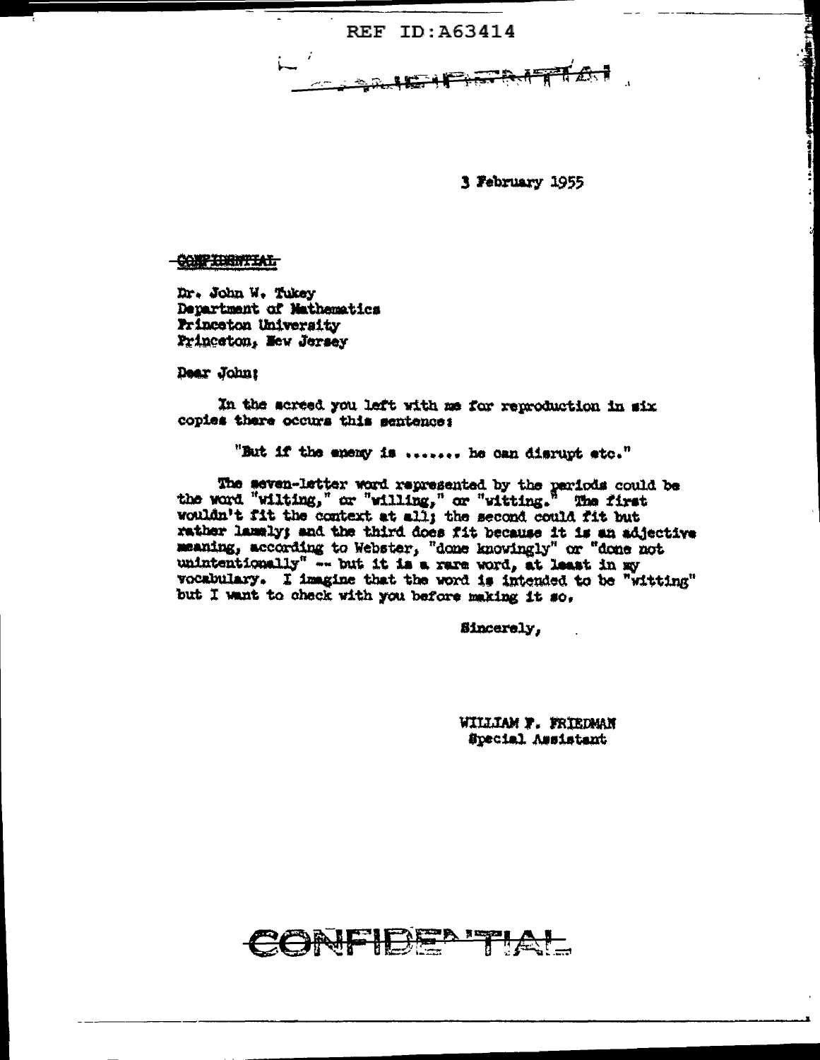REF ID:A63414

3 February 1955

~~CONFIDENTIAL~~

Dr. John W. Tukey
Department of Mathematics
Princeton University
Princeton, New Jersey

Dear John:

In the screed you left with me for reproduction in six copies there occurs this sentence:

"But if the enemy is ....... he can disrupt etc."

The seven-letter word represented by the periods could be the word "wilting," or "willing," or "witting." The first wouldn't fit the context at all; the second could fit but rather lamely; and the third does fit because it is an adjective meaning, according to Webster, "done knowingly" or "done not unintentionally" -- but it is a rare word, at least in my vocabulary. I imagine that the word is intended to be "witting" but I want to check with you before making it so.

Sincerely,

WILLIAM F. FRIEDMAN
Special Assistant

CONFIDENTIAL